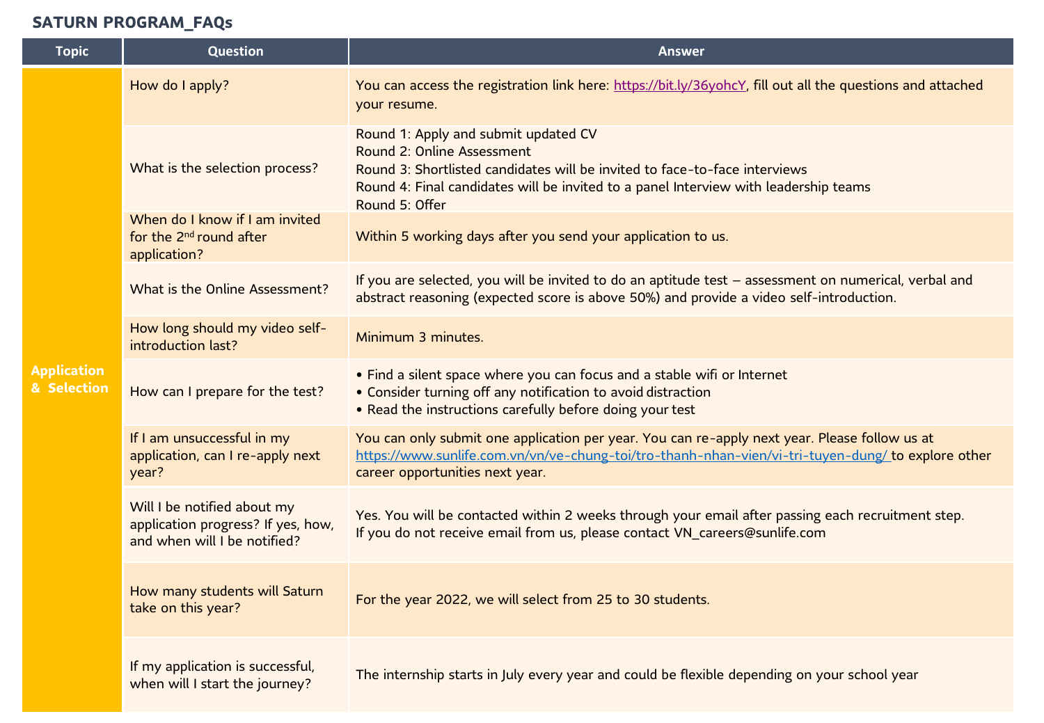# SATURN PROGRAM_FAQs

| Topic | Question | Answer |
|---|---|---|
| Application & Selection | How do I apply? | You can access the registration link here: https://bit.ly/36yohcY, fill out all the questions and attached your resume. |
| | What is the selection process? | Round 1: Apply and submit updated CV<br>Round 2: Online Assessment<br>Round 3: Shortlisted candidates will be invited to face-to-face interviews<br>Round 4: Final candidates will be invited to a panel Interview with leadership teams<br>Round 5: Offer |
| | When do I know if I am invited for the 2nd round after application? | Within 5 working days after you send your application to us. |
| | What is the Online Assessment? | If you are selected, you will be invited to do an aptitude test – assessment on numerical, verbal and abstract reasoning (expected score is above 50%) and provide a video self-introduction. |
| | How long should my video self-introduction last? | Minimum 3 minutes. |
| | How can I prepare for the test? | • Find a silent space where you can focus and a stable wifi or Internet<br>• Consider turning off any notification to avoid distraction<br>• Read the instructions carefully before doing your test |
| | If I am unsuccessful in my application, can I re-apply next year? | You can only submit one application per year. You can re-apply next year. Please follow us at https://www.sunlife.com.vn/vn/ve-chung-toi/tro-thanh-nhan-vien/vi-tri-tuyen-dung/ to explore other career opportunities next year. |
| | Will I be notified about my application progress? If yes, how, and when will I be notified? | Yes. You will be contacted within 2 weeks through your email after passing each recruitment step.<br>If you do not receive email from us, please contact VN_careers@sunlife.com |
| | How many students will Saturn take on this year? | For the year 2022, we will select from 25 to 30 students. |
| | If my application is successful, when will I start the journey? | The internship starts in July every year and could be flexible depending on your school year |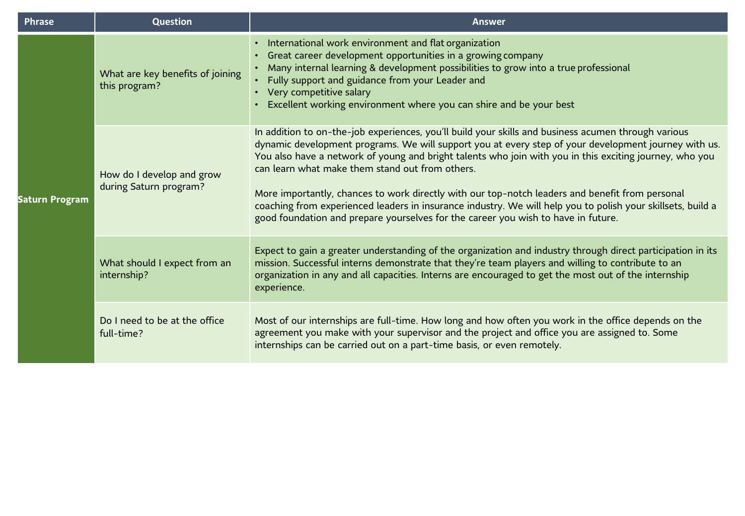| Phrase | Question | Answer |
|---|---|---|
| Saturn Program | What are key benefits of joining this program? | • International work environment and flat organization<br>• Great career development opportunities in a growing company<br>• Many internal learning & development possibilities to grow into a true professional<br>• Fully support and guidance from your Leader and<br>• Very competitive salary<br>• Excellent working environment where you can shire and be your best |
| | How do I develop and grow during Saturn program? | In addition to on-the-job experiences, you'll build your skills and business acumen through various dynamic development programs. We will support you at every step of your development journey with us. You also have a network of young and bright talents who join with you in this exciting journey, who you can learn what make them stand out from others.<br><br>More importantly, chances to work directly with our top-notch leaders and benefit from personal coaching from experienced leaders in insurance industry. We will help you to polish your skillsets, build a good foundation and prepare yourselves for the career you wish to have in future. |
| | What should I expect from an internship? | Expect to gain a greater understanding of the organization and industry through direct participation in its mission. Successful interns demonstrate that they're team players and willing to contribute to an organization in any and all capacities. Interns are encouraged to get the most out of the internship experience. |
| | Do I need to be at the office full-time? | Most of our internships are full-time. How long and how often you work in the office depends on the agreement you make with your supervisor and the project and office you are assigned to. Some internships can be carried out on a part-time basis, or even remotely. |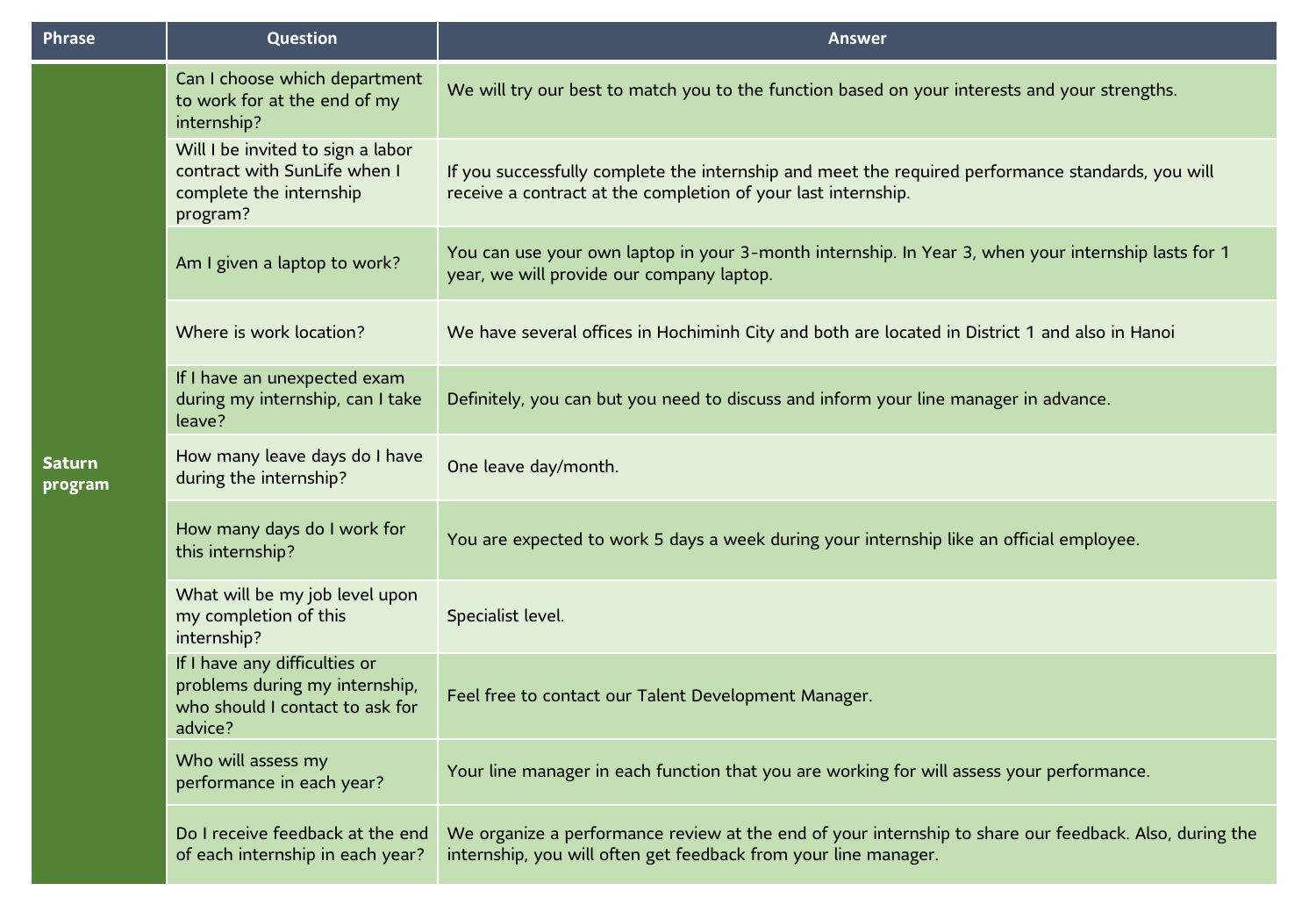| Phrase | Question | Answer |
| --- | --- | --- |
| **Saturn program** | Can I choose which department to work for at the end of my internship? | We will try our best to match you to the function based on your interests and your strengths. |
| | Will I be invited to sign a labor contract with SunLife when I complete the internship program? | If you successfully complete the internship and meet the required performance standards, you will receive a contract at the completion of your last internship. |
| | Am I given a laptop to work? | You can use your own laptop in your 3-month internship. In Year 3, when your internship lasts for 1 year, we will provide our company laptop. |
| | Where is work location? | We have several offices in Hochiminh City and both are located in District 1 and also in Hanoi |
| | If I have an unexpected exam during my internship, can I take leave? | Definitely, you can but you need to discuss and inform your line manager in advance. |
| | How many leave days do I have during the internship? | One leave day/month. |
| | How many days do I work for this internship? | You are expected to work 5 days a week during your internship like an official employee. |
| | What will be my job level upon my completion of this internship? | Specialist level. |
| | If I have any difficulties or problems during my internship, who should I contact to ask for advice? | Feel free to contact our Talent Development Manager. |
| | Who will assess my performance in each year? | Your line manager in each function that you are working for will assess your performance. |
| | Do I receive feedback at the end of each internship in each year? | We organize a performance review at the end of your internship to share our feedback. Also, during the internship, you will often get feedback from your line manager. |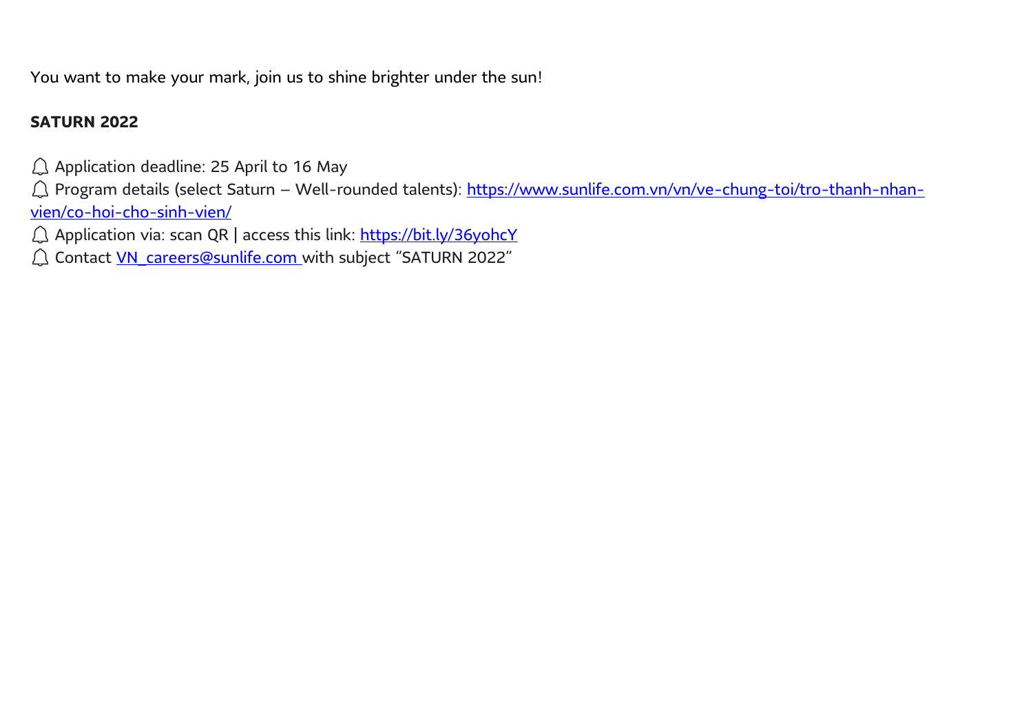You want to make your mark, join us to shine brighter under the sun!

**SATURN 2022**

🔔 Application deadline: 25 April to 16 May
🔔 Program details (select Saturn – Well-rounded talents): https://www.sunlife.com.vn/vn/ve-chung-toi/tro-thanh-nhan-vien/co-hoi-cho-sinh-vien/
🔔 Application via: scan QR | access this link: https://bit.ly/36yohcY
🔔 Contact VN_careers@sunlife.com with subject "SATURN 2022"